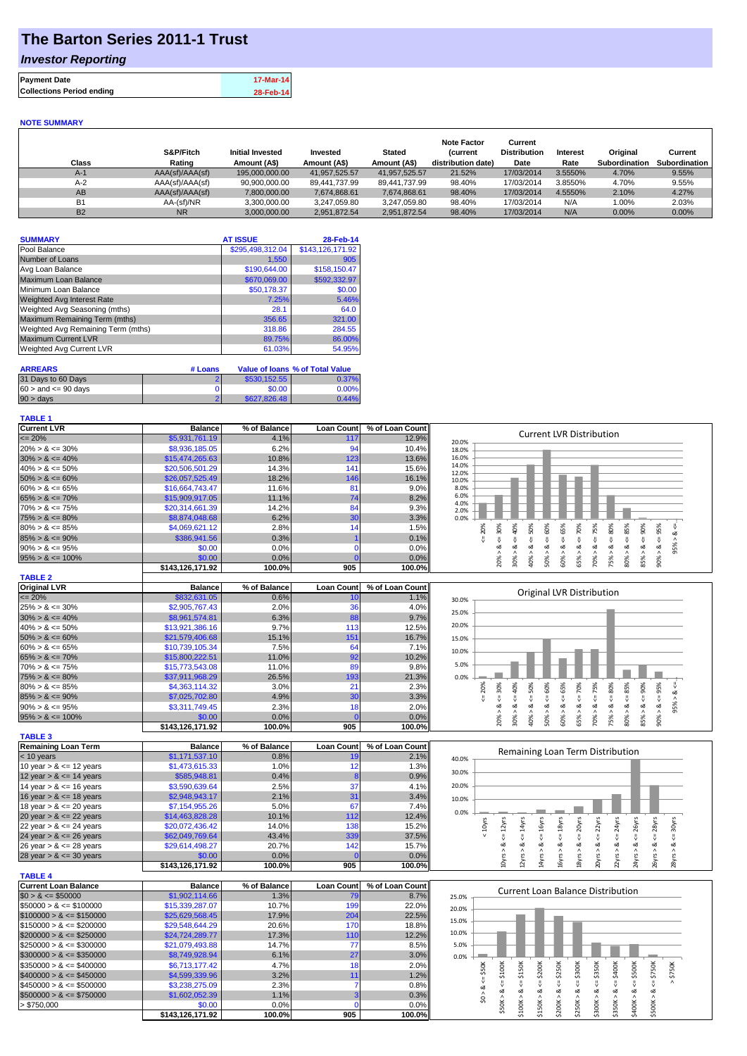# The Barton Series 2011-1 Trust

## *Investor Reporting*

| Payment Date | 17-Mar-14 |
|---|---|
| Collections Period ending | 28-Feb-14 |

**NOTE SUMMARY**

| Class | S&P/Fitch Rating | Initial Invested Amount (A$) | Invested Amount (A$) | Stated Amount (A$) | Note Factor (current distribution date) | Current Distribution Date | Interest Rate | Original Subordination | Current Subordination |
|---|---|---|---|---|---|---|---|---|---|
| A-1 | AAA(sf)/AAA(sf) | 195,000,000.00 | 41,957,525.57 | 41,957,525.57 | 21.52% | 17/03/2014 | 3.5550% | 4.70% | 9.55% |
| A-2 | AAA(sf)/AAA(sf) | 90,900,000.00 | 89,441,737.99 | 89,441,737.99 | 98.40% | 17/03/2014 | 3.8550% | 4.70% | 9.55% |
| AB | AAA(sf)/AAA(sf) | 7,800,000.00 | 7,674,868.61 | 7,674,868.61 | 98.40% | 17/03/2014 | 4.5550% | 2.10% | 4.27% |
| B1 | AA-(sf)/NR | 3,300,000.00 | 3,247,059.80 | 3,247,059.80 | 98.40% | 17/03/2014 | N/A | 1.00% | 2.03% |
| B2 | NR | 3,000,000.00 | 2,951,872.54 | 2,951,872.54 | 98.40% | 17/03/2014 | N/A | 0.00% | 0.00% |

| SUMMARY | AT ISSUE | 28-Feb-14 |
|---|---|---|
| Pool Balance | $295,498,312.04 | $143,126,171.92 |
| Number of Loans | 1,550 | 905 |
| Avg Loan Balance | $190,644.00 | $158,150.47 |
| Maximum Loan Balance | $670,069.00 | $592,332.97 |
| Minimum Loan Balance | $50,178.37 | $0.00 |
| Weighted Avg Interest Rate | 7.25% | 5.46% |
| Weighted Avg Seasoning (mths) | 28.1 | 64.0 |
| Maximum Remaining Term (mths) | 356.65 | 321.00 |
| Weighted Avg Remaining Term (mths) | 318.86 | 284.55 |
| Maximum Current LVR | 89.75% | 86.00% |
| Weighted Avg Current LVR | 61.03% | 54.95% |

| ARREARS | # Loans | Value of loans | % of Total Value |
|---|---|---|---|
| 31 Days to 60 Days | 2 | $530,152.55 | 0.37% |
| 60 > and <= 90 days | 0 | $0.00 | 0.00% |
| 90 > days | 2 | $627,826.48 | 0.44% |

**TABLE 1**

| Current LVR | Balance | % of Balance | Loan Count | % of Loan Count |
|---|---|---|---|---|
| <= 20% | $5,931,761.19 | 4.1% | 117 | 12.9% |
| 20% > & <= 30% | $8,936,185.05 | 6.2% | 94 | 10.4% |
| 30% > & <= 40% | $15,474,265.63 | 10.8% | 123 | 13.6% |
| 40% > & <= 50% | $20,506,501.29 | 14.3% | 141 | 15.6% |
| 50% > & <= 60% | $26,057,525.49 | 18.2% | 146 | 16.1% |
| 60% > & <= 65% | $16,664,743.47 | 11.6% | 81 | 9.0% |
| 65% > & <= 70% | $15,909,917.05 | 11.1% | 74 | 8.2% |
| 70% > & <= 75% | $20,314,661.39 | 14.2% | 84 | 9.3% |
| 75% > & <= 80% | $8,874,048.68 | 6.2% | 30 | 3.3% |
| 80% > & <= 85% | $4,069,621.12 | 2.8% | 14 | 1.5% |
| 85% > & <= 90% | $386,941.56 | 0.3% | 1 | 0.1% |
| 90% > & <= 95% | $0.00 | 0.0% | 0 | 0.0% |
| 95% > & <= 100% | $0.00 | 0.0% | 0 | 0.0% |
| | $143,126,171.92 | 100.0% | 905 | 100.0% |

**TABLE 2**

| Original LVR | Balance | % of Balance | Loan Count | % of Loan Count |
|---|---|---|---|---|
| <= 20% | $832,631.05 | 0.6% | 10 | 1.1% |
| 25% > & <= 30% | $2,905,767.43 | 2.0% | 36 | 4.0% |
| 30% > & <= 40% | $8,961,574.81 | 6.3% | 88 | 9.7% |
| 40% > & <= 50% | $13,921,386.16 | 9.7% | 113 | 12.5% |
| 50% > & <= 60% | $21,579,406.68 | 15.1% | 151 | 16.7% |
| 60% > & <= 65% | $10,739,105.34 | 7.5% | 64 | 7.1% |
| 65% > & <= 70% | $15,800,222.51 | 11.0% | 92 | 10.2% |
| 70% > & <= 75% | $15,773,543.08 | 11.0% | 89 | 9.8% |
| 75% > & <= 80% | $37,911,968.29 | 26.5% | 193 | 21.3% |
| 80% > & <= 85% | $4,363,114.32 | 3.0% | 21 | 2.3% |
| 85% > & <= 90% | $7,025,702.80 | 4.9% | 30 | 3.3% |
| 90% > & <= 95% | $3,311,749.45 | 2.3% | 18 | 2.0% |
| 95% > & <= 100% | $0.00 | 0.0% | 0 | 0.0% |
| | $143,126,171.92 | 100.0% | 905 | 100.0% |

**TABLE 3**

| Remaining Loan Term | Balance | % of Balance | Loan Count | % of Loan Count |
|---|---|---|---|---|
| < 10 years | $1,171,537.10 | 0.8% | 19 | 2.1% |
| 10 year > & <= 12 years | $1,473,615.33 | 1.0% | 12 | 1.3% |
| 12 year > & <= 14 years | $585,948.81 | 0.4% | 8 | 0.9% |
| 14 year > & <= 16 years | $3,590,639.64 | 2.5% | 37 | 4.1% |
| 16 year > & <= 18 years | $2,948,943.17 | 2.1% | 31 | 3.4% |
| 18 year > & <= 20 years | $7,154,955.26 | 5.0% | 67 | 7.4% |
| 20 year > & <= 22 years | $14,463,828.28 | 10.1% | 112 | 12.4% |
| 22 year > & <= 24 years | $20,072,436.42 | 14.0% | 138 | 15.2% |
| 24 year > & <= 26 years | $62,049,769.64 | 43.4% | 339 | 37.5% |
| 26 year > & <= 28 years | $29,614,498.27 | 20.7% | 142 | 15.7% |
| 28 year > & <= 30 years | $0.00 | 0.0% | 0 | 0.0% |
| | $143,126,171.92 | 100.0% | 905 | 100.0% |

**TABLE 4**

| Current Loan Balance | Balance | % of Balance | Loan Count | % of Loan Count |
|---|---|---|---|---|
| $0 > & <= $50000 | $1,902,114.66 | 1.3% | 79 | 8.7% |
| $50000 > & <= $100000 | $15,339,287.07 | 10.7% | 199 | 22.0% |
| $100000 > & <= $150000 | $25,629,568.45 | 17.9% | 204 | 22.5% |
| $150000 > & <= $200000 | $29,548,644.29 | 20.6% | 170 | 18.8% |
| $200000 > & <= $250000 | $24,724,289.77 | 17.3% | 110 | 12.2% |
| $250000 > & <= $300000 | $21,079,493.88 | 14.7% | 77 | 8.5% |
| $300000 > & <= $350000 | $8,749,928.94 | 6.1% | 27 | 3.0% |
| $350000 > & <= $400000 | $6,713,177.42 | 4.7% | 18 | 2.0% |
| $400000 > & <= $450000 | $4,599,339.96 | 3.2% | 11 | 1.2% |
| $450000 > & <= $500000 | $3,238,275.09 | 2.3% | 7 | 0.8% |
| $500000 > & <= $750000 | $1,602,052.39 | 1.1% | 3 | 0.3% |
| > $750,000 | $0.00 | 0.0% | 0 | 0.0% |
| | $143,126,171.92 | 100.0% | 905 | 100.0% |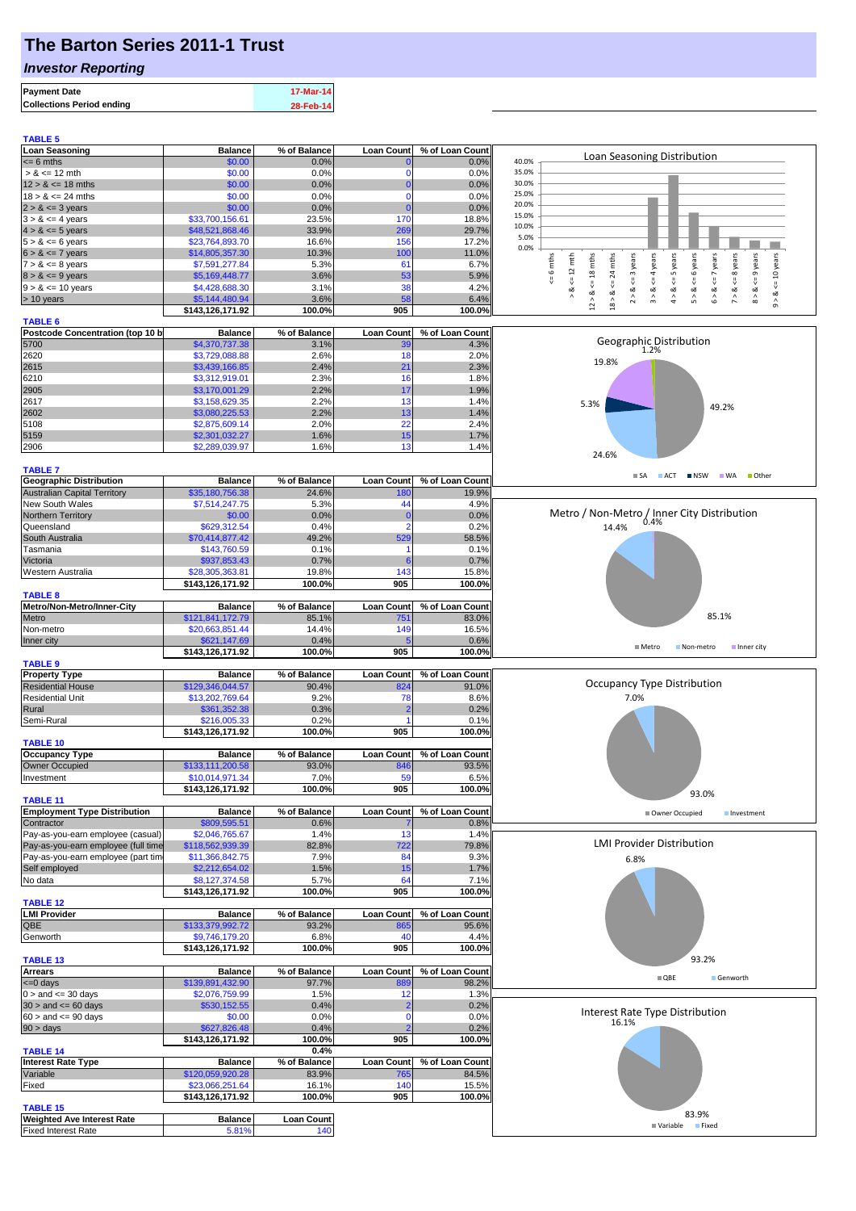# The Barton Series 2011-1 Trust

## *Investor Reporting*

| | |
|---|---|
| **Payment Date** | **17-Mar-14** |
| **Collections Period ending** | **28-Feb-14** |

**TABLE 5**

| Loan Seasoning | Balance | % of Balance | Loan Count | % of Loan Count |
|---|---|---|---|---|
| <= 6 mths | $0.00 | 0.0% | 0 | 0.0% |
| > & <= 12 mth | $0.00 | 0.0% | 0 | 0.0% |
| 12 > & <= 18 mths | $0.00 | 0.0% | 0 | 0.0% |
| 18 > & <= 24 mths | $0.00 | 0.0% | 0 | 0.0% |
| 2 > & <= 3 years | $0.00 | 0.0% | 0 | 0.0% |
| 3 > & <= 4 years | $33,700,156.61 | 23.5% | 170 | 18.8% |
| 4 > & <= 5 years | $48,521,868.46 | 33.9% | 269 | 29.7% |
| 5 > & <= 6 years | $23,764,893.70 | 16.6% | 156 | 17.2% |
| 6 > & <= 7 years | $14,805,357.30 | 10.3% | 100 | 11.0% |
| 7 > & <= 8 years | $7,591,277.84 | 5.3% | 61 | 6.7% |
| 8 > & <= 9 years | $5,169,448.77 | 3.6% | 53 | 5.9% |
| 9 > & <= 10 years | $4,428,688.30 | 3.1% | 38 | 4.2% |
| > 10 years | $5,144,480.94 | 3.6% | 58 | 6.4% |
| | **$143,126,171.92** | **100.0%** | **905** | **100.0%** |

Loan Seasoning Distribution

40.0%
35.0%
30.0%
25.0%
20.0%
15.0%
10.0%
5.0%
0.0%

<= 6 mths
> & <= 12 mth
12 > & <= 18 mths
18 > & <= 24 mths
2 > & <= 3 years
3 > & <= 4 years
4 > & <= 5 years
5 > & <= 6 years
6 > & <= 7 years
7 > & <= 8 years
8 > & <= 9 years
9 > & <= 10 years

**TABLE 6**

| Postcode Concentration (top 10 by value) | Balance | % of Balance | Loan Count | % of Loan Count |
|---|---|---|---|---|
| 5700 | $4,370,737.38 | 3.1% | 39 | 4.3% |
| 2620 | $3,729,088.88 | 2.6% | 18 | 2.0% |
| 2615 | $3,439,166.85 | 2.4% | 21 | 2.3% |
| 6210 | $3,312,919.01 | 2.3% | 16 | 1.8% |
| 2905 | $3,170,001.29 | 2.2% | 17 | 1.9% |
| 2617 | $3,158,629.35 | 2.2% | 13 | 1.4% |
| 2602 | $3,080,225.53 | 2.2% | 13 | 1.4% |
| 5108 | $2,875,609.14 | 2.0% | 22 | 2.4% |
| 5159 | $2,301,032.27 | 1.6% | 15 | 1.7% |
| 2906 | $2,289,039.97 | 1.6% | 13 | 1.4% |

Geographic Distribution

1.2%
19.8%
5.3%
49.2%
24.6%

SA ACT NSW WA Other

**TABLE 7**

| Geographic Distribution | Balance | % of Balance | Loan Count | % of Loan Count |
|---|---|---|---|---|
| Australian Capital Territory | $35,180,756.38 | 24.6% | 180 | 19.9% |
| New South Wales | $7,514,247.75 | 5.3% | 44 | 4.9% |
| Northern Territory | $0.00 | 0.0% | 0 | 0.0% |
| Queensland | $629,312.54 | 0.4% | 2 | 0.2% |
| South Australia | $70,414,877.42 | 49.2% | 529 | 58.5% |
| Tasmania | $143,760.59 | 0.1% | 1 | 0.1% |
| Victoria | $937,853.43 | 0.7% | 6 | 0.7% |
| Western Australia | $28,305,363.81 | 19.8% | 143 | 15.8% |
| | **$143,126,171.92** | **100.0%** | **905** | **100.0%** |

Metro / Non-Metro / Inner City Distribution

0.4%
14.4%
85.1%

Metro Non-metro Inner city

**TABLE 8**

| Metro/Non-Metro/Inner-City | Balance | % of Balance | Loan Count | % of Loan Count |
|---|---|---|---|---|
| Metro | $121,841,172.79 | 85.1% | 751 | 83.0% |
| Non-metro | $20,663,851.44 | 14.4% | 149 | 16.5% |
| Inner city | $621,147.69 | 0.4% | 5 | 0.6% |
| | **$143,126,171.92** | **100.0%** | **905** | **100.0%** |

**TABLE 9**

| Property Type | Balance | % of Balance | Loan Count | % of Loan Count |
|---|---|---|---|---|
| Residential House | $129,346,044.57 | 90.4% | 824 | 91.0% |
| Residential Unit | $13,202,769.64 | 9.2% | 78 | 8.6% |
| Rural | $361,352.38 | 0.3% | 2 | 0.2% |
| Semi-Rural | $216,005.33 | 0.2% | 1 | 0.1% |
| | **$143,126,171.92** | **100.0%** | **905** | **100.0%** |

Occupancy Type Distribution

7.0%
93.0%

Owner Occupied Investment

**TABLE 10**

| Occupancy Type | Balance | % of Balance | Loan Count | % of Loan Count |
|---|---|---|---|---|
| Owner Occupied | $133,111,200.58 | 93.0% | 846 | 93.5% |
| Investment | $10,014,971.34 | 7.0% | 59 | 6.5% |
| | **$143,126,171.92** | **100.0%** | **905** | **100.0%** |

**TABLE 11**

| Employment Type Distribution | Balance | % of Balance | Loan Count | % of Loan Count |
|---|---|---|---|---|
| Contractor | $809,595.51 | 0.6% | 7 | 0.8% |
| Pay-as-you-earn employee (casual) | $2,046,765.67 | 1.4% | 13 | 1.4% |
| Pay-as-you-earn employee (full time) | $118,562,939.39 | 82.8% | 722 | 79.8% |
| Pay-as-you-earn employee (part time) | $11,366,842.75 | 7.9% | 84 | 9.3% |
| Self employed | $2,212,654.02 | 1.5% | 15 | 1.7% |
| No data | $8,127,374.58 | 5.7% | 64 | 7.1% |
| | **$143,126,171.92** | **100.0%** | **905** | **100.0%** |

LMI Provider Distribution

6.8%
93.2%

QBE Genworth

**TABLE 12**

| LMI Provider | Balance | % of Balance | Loan Count | % of Loan Count |
|---|---|---|---|---|
| QBE | $133,379,992.72 | 93.2% | 865 | 95.6% |
| Genworth | $9,746,179.20 | 6.8% | 40 | 4.4% |
| | **$143,126,171.92** | **100.0%** | **905** | **100.0%** |

**TABLE 13**

| Arrears | Balance | % of Balance | Loan Count | % of Loan Count |
|---|---|---|---|---|
| <=0 days | $139,891,432.90 | 97.7% | 889 | 98.2% |
| 0 > and <= 30 days | $2,076,759.99 | 1.5% | 12 | 1.3% |
| 30 > and <= 60 days | $530,152.55 | 0.4% | 2 | 0.2% |
| 60 > and <= 90 days | $0.00 | 0.0% | 0 | 0.0% |
| 90 > days | $627,826.48 | 0.4% | 2 | 0.2% |
| | **$143,126,171.92** | **100.0%** | **905** | **100.0%** |
| | | **0.4%** | | |

Interest Rate Type Distribution

16.1%
83.9%

Variable Fixed

**TABLE 14**

| Interest Rate Type | Balance | % of Balance | Loan Count | % of Loan Count |
|---|---|---|---|---|
| Variable | $120,059,920.28 | 83.9% | 765 | 84.5% |
| Fixed | $23,066,251.64 | 16.1% | 140 | 15.5% |
| | **$143,126,171.92** | **100.0%** | **905** | **100.0%** |

**TABLE 15**

| Weighted Ave Interest Rate | Balance | Loan Count |
|---|---|---|
| Fixed Interest Rate | 5.81% | 140 |